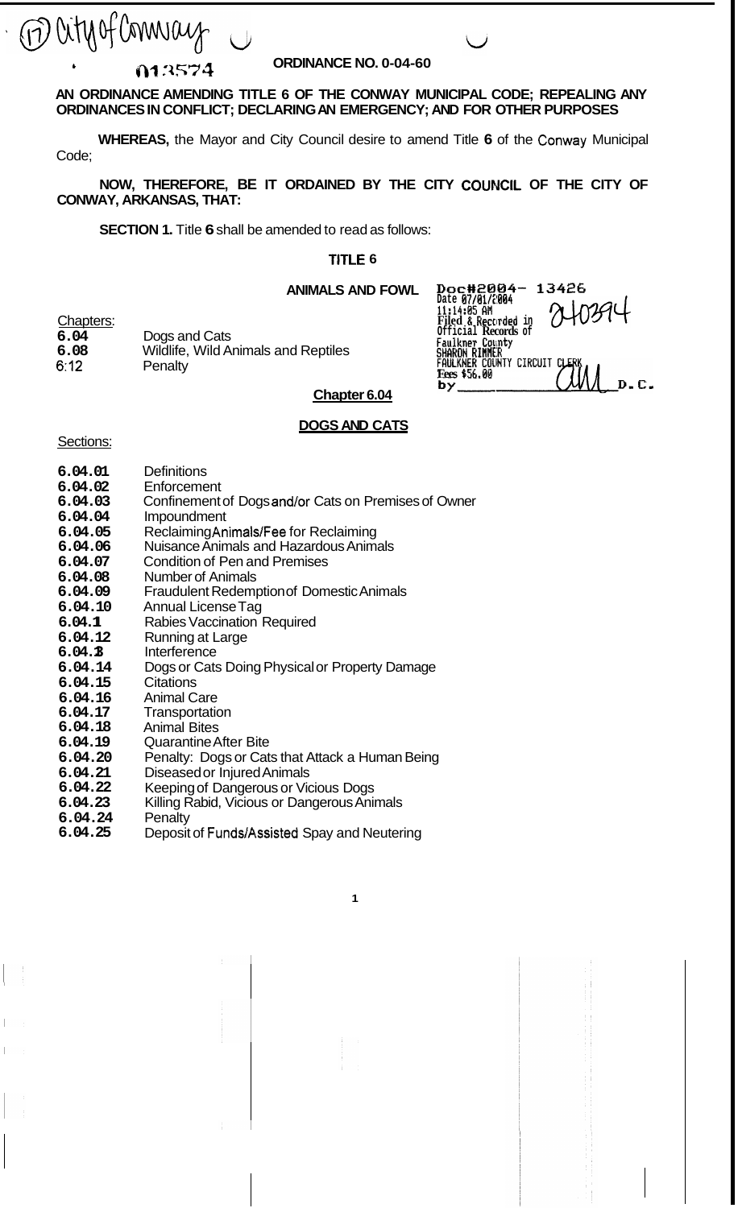(17) City of Conway

013574

**ORDINANCE NO. 0-04-60**

**AN ORDINANCE AMENDING TITLE 6 OF THE CONWAY MUNICIPAL CODE; REPEALING ANY ORDINANCES IN CONFLICT; DECLARING AN EMERGENCY; AND FOR OTHER PURPOSES**

**WHEREAS,** the Mayor and City Council desire to amend Title **6** of the Conway Municipal Code;

**NOW, THEREFORE, BE IT ORDAINED BY THE CITY COUNCIL OF THE CITY OF CONWAY, ARKANSAS, THAT:**

**SECTION 1.** Title **6** shall be amended to read as follows:

# TITLE 6

## ANIMALS AND FOWL

Doc#2004- 13426
Date 07/01/2004
11:14:05 AM
Filed & Recorded in
Official Records of
Faulkner County
SHARON RIMMER
FAULKNER COUNTY CIRCUIT CLERK
Fees $56.00
by ______ D.C.

240394

Chapters:

| | |
|---|---|
| **6.04** | Dogs and Cats |
| **6.08** | Wildlife, Wild Animals and Reptiles |
| 6.12 | Penalty |

## Chapter 6.04

## DOGS AND CATS

Sections:

| | |
|---|---|
| **6.04.01** | Definitions |
| **6.04.02** | Enforcement |
| **6.04.03** | Confinement of Dogs and/or Cats on Premises of Owner |
| **6.04.04** | Impoundment |
| **6.04.05** | Reclaiming Animals/Fee for Reclaiming |
| **6.04.06** | Nuisance Animals and Hazardous Animals |
| **6.04.07** | Condition of Pen and Premises |
| **6.04.08** | Number of Animals |
| **6.04.09** | Fraudulent Redemption of Domestic Animals |
| **6.04.10** | Annual License Tag |
| **6.04.11** | Rabies Vaccination Required |
| **6.04.12** | Running at Large |
| **6.04.13** | Interference |
| **6.04.14** | Dogs or Cats Doing Physical or Property Damage |
| **6.04.15** | Citations |
| **6.04.16** | Animal Care |
| **6.04.17** | Transportation |
| **6.04.18** | Animal Bites |
| **6.04.19** | Quarantine After Bite |
| **6.04.20** | Penalty: Dogs or Cats that Attack a Human Being |
| **6.04.21** | Diseased or Injured Animals |
| **6.04.22** | Keeping of Dangerous or Vicious Dogs |
| **6.04.23** | Killing Rabid, Vicious or Dangerous Animals |
| **6.04.24** | Penalty |
| **6.04.25** | Deposit of Funds/Assisted Spay and Neutering |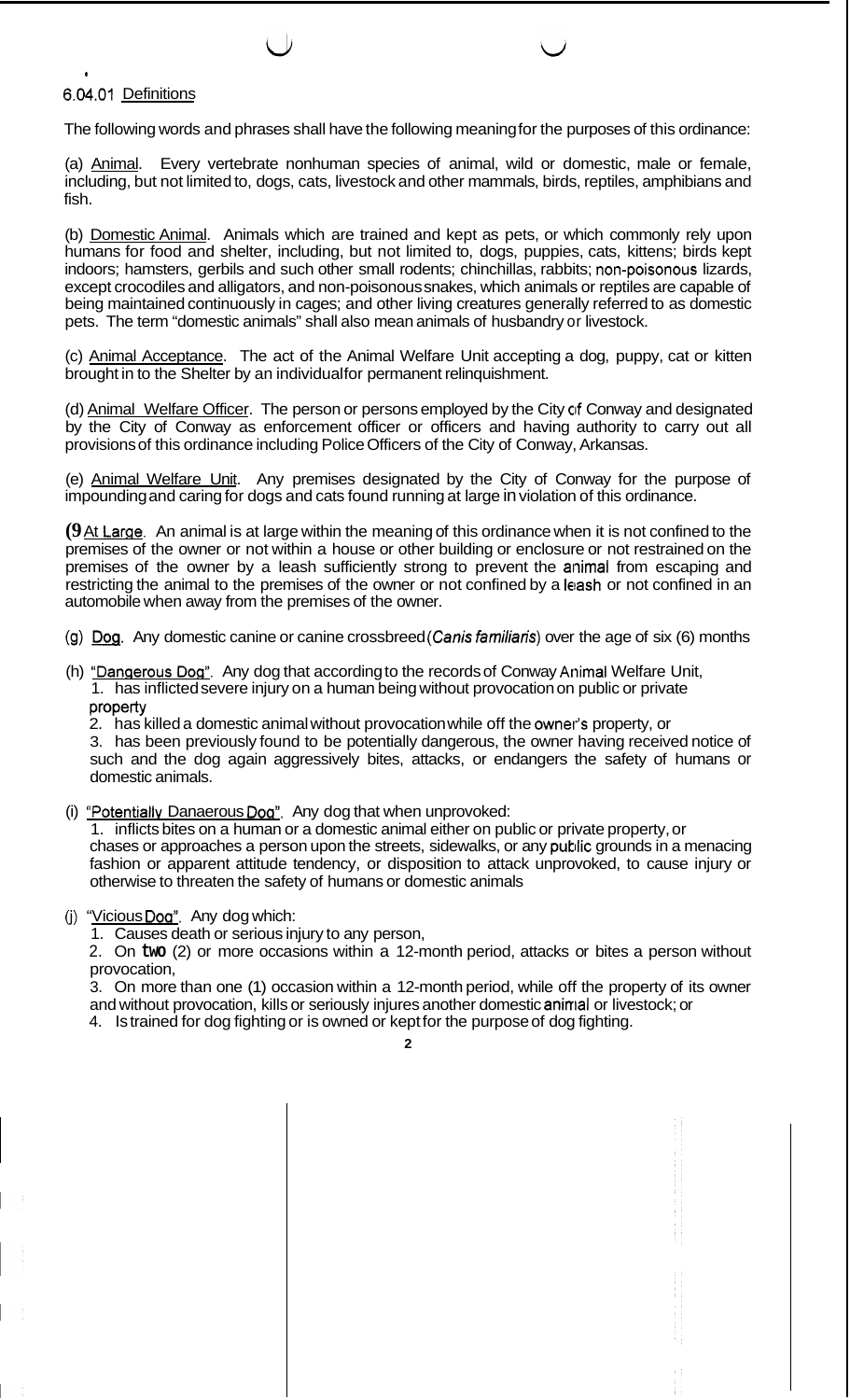6.04.01 Definitions

The following words and phrases shall have the following meaning for the purposes of this ordinance:

(a) Animal. Every vertebrate nonhuman species of animal, wild or domestic, male or female, including, but not limited to, dogs, cats, livestock and other mammals, birds, reptiles, amphibians and fish.

(b) Domestic Animal. Animals which are trained and kept as pets, or which commonly rely upon humans for food and shelter, including, but not limited to, dogs, puppies, cats, kittens; birds kept indoors; hamsters, gerbils and such other small rodents; chinchillas, rabbits; non-poisonous lizards, except crocodiles and alligators, and non-poisonous snakes, which animals or reptiles are capable of being maintained continuously in cages; and other living creatures generally referred to as domestic pets. The term "domestic animals" shall also mean animals of husbandry or livestock.

(c) Animal Acceptance. The act of the Animal Welfare Unit accepting a dog, puppy, cat or kitten brought in to the Shelter by an individual for permanent relinquishment.

(d) Animal Welfare Officer. The person or persons employed by the City of Conway and designated by the City of Conway as enforcement officer or officers and having authority to carry out all provisions of this ordinance including Police Officers of the City of Conway, Arkansas.

(e) Animal Welfare Unit. Any premises designated by the City of Conway for the purpose of impounding and caring for dogs and cats found running at large in violation of this ordinance.

(9 At Large. An animal is at large within the meaning of this ordinance when it is not confined to the premises of the owner or not within a house or other building or enclosure or not restrained on the premises of the owner by a leash sufficiently strong to prevent the animal from escaping and restricting the animal to the premises of the owner or not confined by a leash or not confined in an automobile when away from the premises of the owner.

(g) Dog. Any domestic canine or canine crossbreed (*Canis familiaris*) over the age of six (6) months

(h) "Dangerous Dog". Any dog that according to the records of Conway Animal Welfare Unit,

1. has inflicted severe injury on a human being without provocation on public or private property
2. has killed a domestic animal without provocation while off the owner's property, or
3. has been previously found to be potentially dangerous, the owner having received notice of such and the dog again aggressively bites, attacks, or endangers the safety of humans or domestic animals.

(i) "Potentially Danaerous Dog". Any dog that when unprovoked:

1. inflicts bites on a human or a domestic animal either on public or private property, or chases or approaches a person upon the streets, sidewalks, or any public grounds in a menacing fashion or apparent attitude tendency, or disposition to attack unprovoked, to cause injury or otherwise to threaten the safety of humans or domestic animals

(j) "Vicious Dog". Any dog which:

1. Causes death or serious injury to any person,
2. On two (2) or more occasions within a 12-month period, attacks or bites a person without provocation,
3. On more than one (1) occasion within a 12-month period, while off the property of its owner and without provocation, kills or seriously injures another domestic animal or livestock; or
4. Is trained for dog fighting or is owned or kept for the purpose of dog fighting.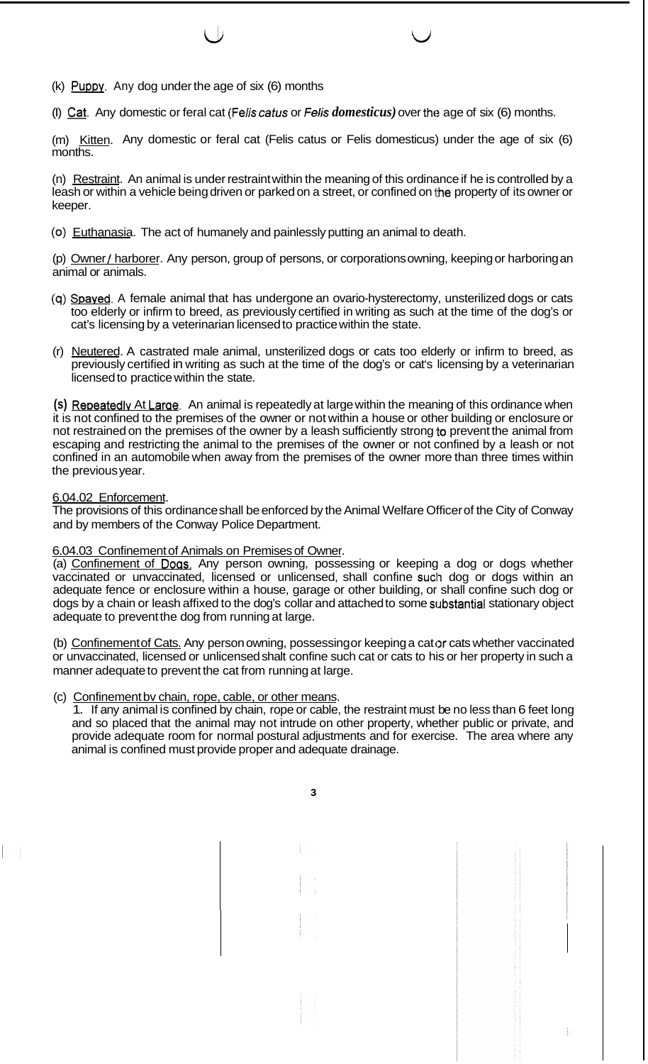(k) Puppy. Any dog under the age of six (6) months

(l) Cat. Any domestic or feral cat (*Felis catus* or *Felis domesticus)* over the age of six (6) months.

(m) Kitten. Any domestic or feral cat (Felis catus or Felis domesticus) under the age of six (6) months.

(n) Restraint. An animal is under restraint within the meaning of this ordinance if he is controlled by a leash or within a vehicle being driven or parked on a street, or confined on the property of its owner or keeper.

(o) Euthanasia. The act of humanely and painlessly putting an animal to death.

(p) Owner / harborer. Any person, group of persons, or corporations owning, keeping or harboring an animal or animals.

(q) Spayed. A female animal that has undergone an ovario-hysterectomy, unsterilized dogs or cats too elderly or infirm to breed, as previously certified in writing as such at the time of the dog's or cat's licensing by a veterinarian licensed to practice within the state.

(r) Neutered. A castrated male animal, unsterilized dogs or cats too elderly or infirm to breed, as previously certified in writing as such at the time of the dog's or cat's licensing by a veterinarian licensed to practice within the state.

(s) Repeatedly At Large. An animal is repeatedly at large within the meaning of this ordinance when it is not confined to the premises of the owner or not within a house or other building or enclosure or not restrained on the premises of the owner by a leash sufficiently strong to prevent the animal from escaping and restricting the animal to the premises of the owner or not confined by a leash or not confined in an automobile when away from the premises of the owner more than three times within the previous year.

6.04.02 Enforcement.
The provisions of this ordinance shall be enforced by the Animal Welfare Officer of the City of Conway and by members of the Conway Police Department.

6.04.03 Confinement of Animals on Premises of Owner.
(a) Confinement of Dogs. Any person owning, possessing or keeping a dog or dogs whether vaccinated or unvaccinated, licensed or unlicensed, shall confine such dog or dogs within an adequate fence or enclosure within a house, garage or other building, or shall confine such dog or dogs by a chain or leash affixed to the dog's collar and attached to some substantial stationary object adequate to prevent the dog from running at large.

(b) Confinement of Cats. Any person owning, possessing or keeping a cat or cats whether vaccinated or unvaccinated, licensed or unlicensed shalt confine such cat or cats to his or her property in such a manner adequate to prevent the cat from running at large.

(c) Confinement bv chain, rope, cable, or other means.
1. If any animal is confined by chain, rope or cable, the restraint must be no less than 6 feet long and so placed that the animal may not intrude on other property, whether public or private, and provide adequate room for normal postural adjustments and for exercise. The area where any animal is confined must provide proper and adequate drainage.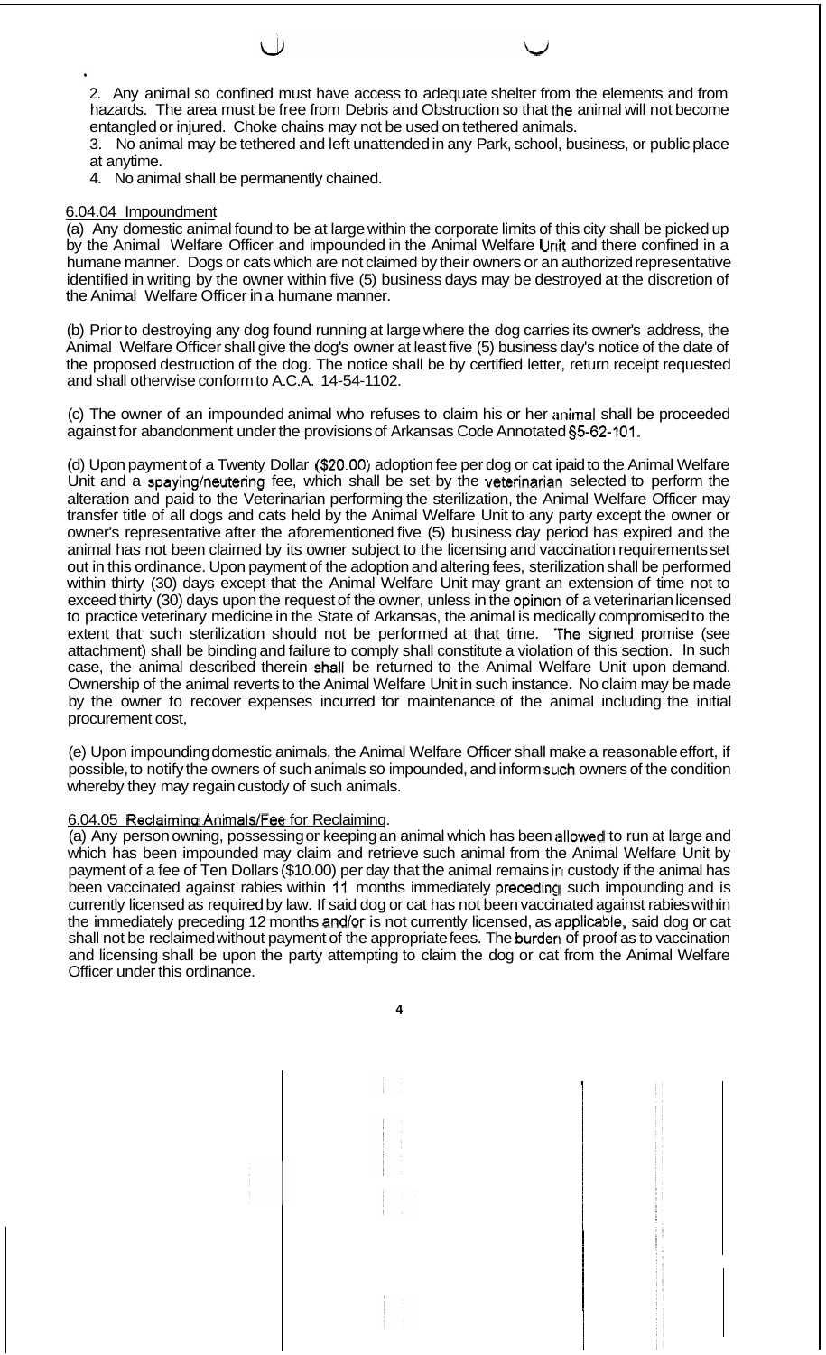2. Any animal so confined must have access to adequate shelter from the elements and from hazards. The area must be free from Debris and Obstruction so that the animal will not become entangled or injured. Choke chains may not be used on tethered animals.

3. No animal may be tethered and left unattended in any Park, school, business, or public place at anytime.

4. No animal shall be permanently chained.

6.04.04 Impoundment

(a) Any domestic animal found to be at large within the corporate limits of this city shall be picked up by the Animal Welfare Officer and impounded in the Animal Welfare Unit and there confined in a humane manner. Dogs or cats which are not claimed by their owners or an authorized representative identified in writing by the owner within five (5) business days may be destroyed at the discretion of the Animal Welfare Officer in a humane manner.

(b) Prior to destroying any dog found running at large where the dog carries its owner's address, the Animal Welfare Officer shall give the dog's owner at least five (5) business day's notice of the date of the proposed destruction of the dog. The notice shall be by certified letter, return receipt requested and shall otherwise conform to A.C.A. 14-54-1102.

(c) The owner of an impounded animal who refuses to claim his or her animal shall be proceeded against for abandonment under the provisions of Arkansas Code Annotated §5-62-101.

(d) Upon payment of a Twenty Dollar ($20.00) adoption fee per dog or cat paid to the Animal Welfare Unit and a spaying/neutering fee, which shall be set by the veterinarian selected to perform the alteration and paid to the Veterinarian performing the sterilization, the Animal Welfare Officer may transfer title of all dogs and cats held by the Animal Welfare Unit to any party except the owner or owner's representative after the aforementioned five (5) business day period has expired and the animal has not been claimed by its owner subject to the licensing and vaccination requirements set out in this ordinance. Upon payment of the adoption and altering fees, sterilization shall be performed within thirty (30) days except that the Animal Welfare Unit may grant an extension of time not to exceed thirty (30) days upon the request of the owner, unless in the opinion of a veterinarian licensed to practice veterinary medicine in the State of Arkansas, the animal is medically compromised to the extent that such sterilization should not be performed at that time. The signed promise (see attachment) shall be binding and failure to comply shall constitute a violation of this section. In such case, the animal described therein shall be returned to the Animal Welfare Unit upon demand. Ownership of the animal reverts to the Animal Welfare Unit in such instance. No claim may be made by the owner to recover expenses incurred for maintenance of the animal including the initial procurement cost,

(e) Upon impounding domestic animals, the Animal Welfare Officer shall make a reasonable effort, if possible, to notify the owners of such animals so impounded, and inform such owners of the condition whereby they may regain custody of such animals.

6.04.05 Reclaiming Animals/Fee for Reclaiming.

(a) Any person owning, possessing or keeping an animal which has been allowed to run at large and which has been impounded may claim and retrieve such animal from the Animal Welfare Unit by payment of a fee of Ten Dollars ($10.00) per day that the animal remains in custody if the animal has been vaccinated against rabies within 11 months immediately preceding such impounding and is currently licensed as required by law. If said dog or cat has not been vaccinated against rabies within the immediately preceding 12 months and/or is not currently licensed, as applicable, said dog or cat shall not be reclaimed without payment of the appropriate fees. The burden of proof as to vaccination and licensing shall be upon the party attempting to claim the dog or cat from the Animal Welfare Officer under this ordinance.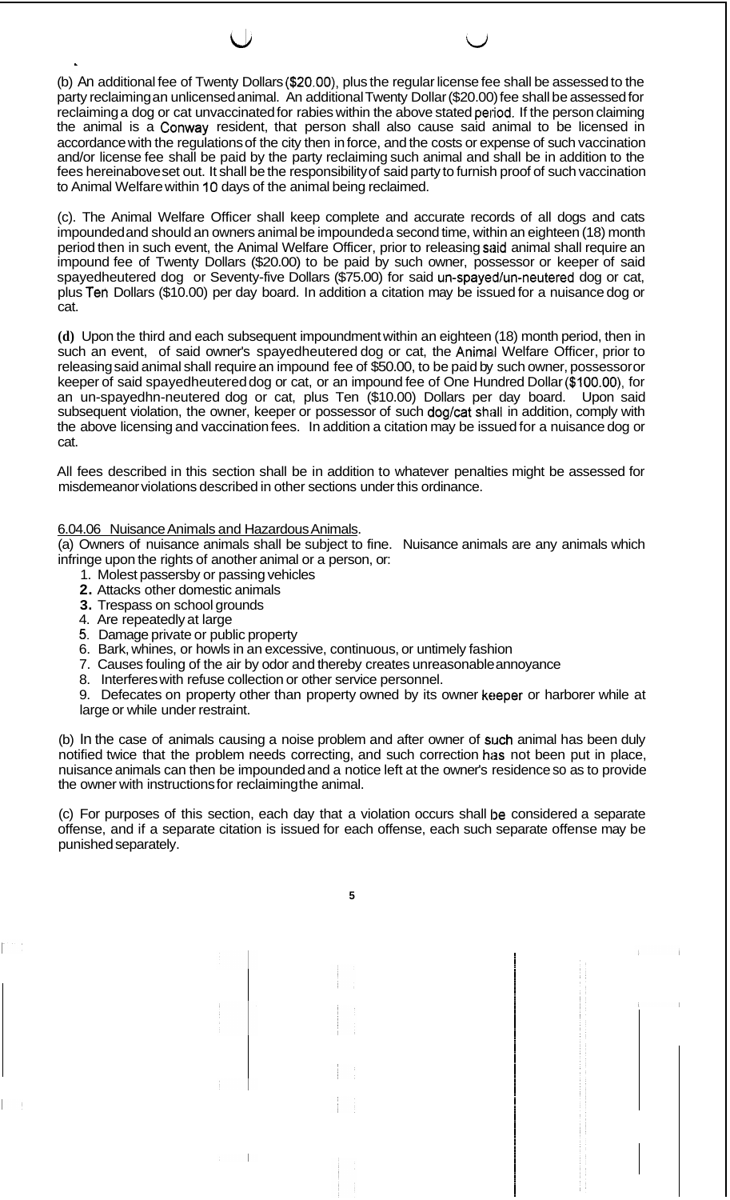(b) An additional fee of Twenty Dollars ($20.00), plus the regular license fee shall be assessed to the party reclaiming an unlicensed animal. An additional Twenty Dollar ($20.00) fee shall be assessed for reclaiming a dog or cat unvaccinated for rabies within the above stated period. If the person claiming the animal is a Conway resident, that person shall also cause said animal to be licensed in accordance with the regulations of the city then in force, and the costs or expense of such vaccination and/or license fee shall be paid by the party reclaiming such animal and shall be in addition to the fees hereinabove set out. It shall be the responsibility of said party to furnish proof of such vaccination to Animal Welfare within 10 days of the animal being reclaimed.

(c). The Animal Welfare Officer shall keep complete and accurate records of all dogs and cats impounded and should an owners animal be impounded a second time, within an eighteen (18) month period then in such event, the Animal Welfare Officer, prior to releasing said animal shall require an impound fee of Twenty Dollars ($20.00) to be paid by such owner, possessor or keeper of said spayedheutered dog or Seventy-five Dollars ($75.00) for said un-spayed/un-neutered dog or cat, plus Ten Dollars ($10.00) per day board. In addition a citation may be issued for a nuisance dog or cat.

**(d)** Upon the third and each subsequent impoundment within an eighteen (18) month period, then in such an event, of said owner's spayedheutered dog or cat, the Animal Welfare Officer, prior to releasing said animal shall require an impound fee of $50.00, to be paid by such owner, possessor or keeper of said spayedheutered dog or cat, or an impound fee of One Hundred Dollar ($100.00), for an un-spayedhn-neutered dog or cat, plus Ten ($10.00) Dollars per day board. Upon said subsequent violation, the owner, keeper or possessor of such dog/cat shall in addition, comply with the above licensing and vaccination fees. In addition a citation may be issued for a nuisance dog or cat.

All fees described in this section shall be in addition to whatever penalties might be assessed for misdemeanor violations described in other sections under this ordinance.

6.04.06 Nuisance Animals and Hazardous Animals.

(a) Owners of nuisance animals shall be subject to fine. Nuisance animals are any animals which infringe upon the rights of another animal or a person, or:

1. Molest passersby or passing vehicles
2. Attacks other domestic animals
3. Trespass on school grounds
4. Are repeatedly at large
5. Damage private or public property
6. Bark, whines, or howls in an excessive, continuous, or untimely fashion
7. Causes fouling of the air by odor and thereby creates unreasonable annoyance
8. Interferes with refuse collection or other service personnel.
9. Defecates on property other than property owned by its owner keeper or harborer while at large or while under restraint.

(b) In the case of animals causing a noise problem and after owner of such animal has been duly notified twice that the problem needs correcting, and such correction has not been put in place, nuisance animals can then be impounded and a notice left at the owner's residence so as to provide the owner with instructions for reclaiming the animal.

(c) For purposes of this section, each day that a violation occurs shall be considered a separate offense, and if a separate citation is issued for each offense, each such separate offense may be punished separately.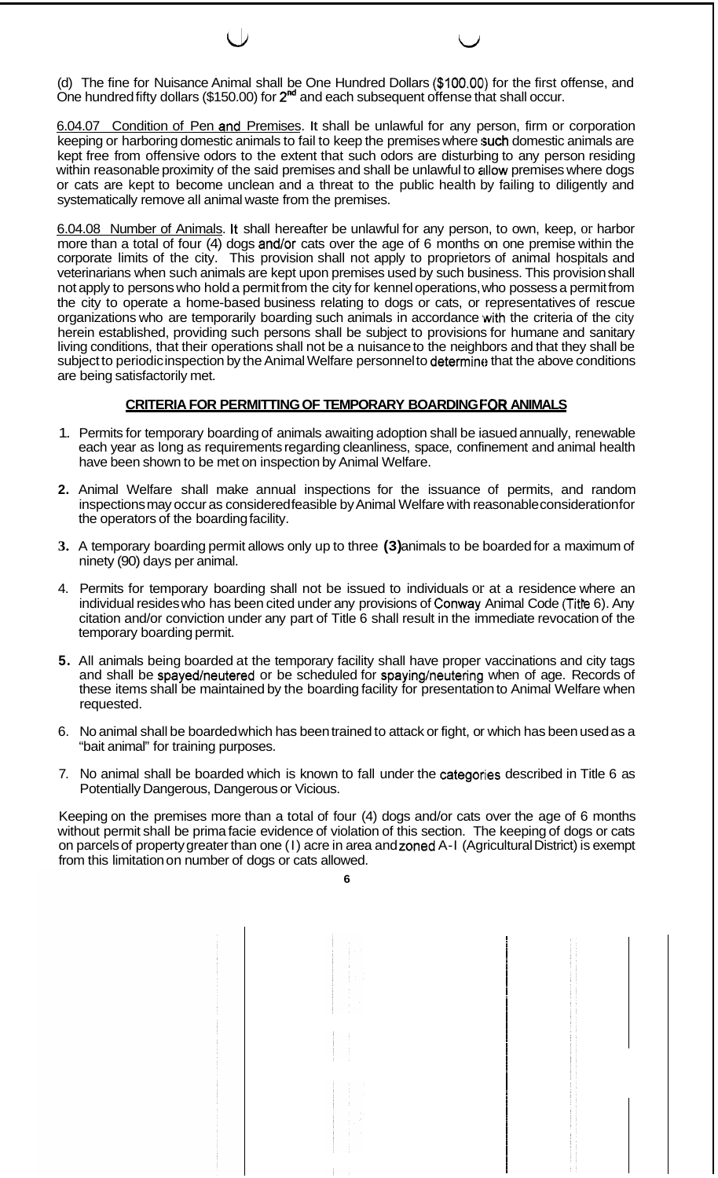(d) The fine for Nuisance Animal shall be One Hundred Dollars ($100.00) for the first offense, and One hundred fifty dollars ($150.00) for 2nd and each subsequent offense that shall occur.

6.04.07 Condition of Pen and Premises. It shall be unlawful for any person, firm or corporation keeping or harboring domestic animals to fail to keep the premises where such domestic animals are kept free from offensive odors to the extent that such odors are disturbing to any person residing within reasonable proximity of the said premises and shall be unlawful to allow premises where dogs or cats are kept to become unclean and a threat to the public health by failing to diligently and systematically remove all animal waste from the premises.

6.04.08 Number of Animals. It shall hereafter be unlawful for any person, to own, keep, or harbor more than a total of four (4) dogs and/or cats over the age of 6 months on one premise within the corporate limits of the city. This provision shall not apply to proprietors of animal hospitals and veterinarians when such animals are kept upon premises used by such business. This provision shall not apply to persons who hold a permit from the city for kennel operations, who possess a permit from the city to operate a home-based business relating to dogs or cats, or representatives of rescue organizations who are temporarily boarding such animals in accordance with the criteria of the city herein established, providing such persons shall be subject to provisions for humane and sanitary living conditions, that their operations shall not be a nuisance to the neighbors and that they shall be subject to periodic inspection by the Animal Welfare personnel to determine that the above conditions are being satisfactorily met.

**CRITERIA FOR PERMITTING OF TEMPORARY BOARDING FOR ANIMALS**

1. Permits for temporary boarding of animals awaiting adoption shall be iasued annually, renewable each year as long as requirements regarding cleanliness, space, confinement and animal health have been shown to be met on inspection by Animal Welfare.

2. Animal Welfare shall make annual inspections for the issuance of permits, and random inspections may occur as considered feasible by Animal Welfare with reasonable consideration for the operators of the boarding facility.

3. A temporary boarding permit allows only up to three **(3)** animals to be boarded for a maximum of ninety (90) days per animal.

4. Permits for temporary boarding shall not be issued to individuals or at a residence where an individual resides who has been cited under any provisions of Conway Animal Code (Title 6). Any citation and/or conviction under any part of Title 6 shall result in the immediate revocation of the temporary boarding permit.

5. All animals being boarded at the temporary facility shall have proper vaccinations and city tags and shall be spayed/neutered or be scheduled for spaying/neutering when of age. Records of these items shall be maintained by the boarding facility for presentation to Animal Welfare when requested.

6. No animal shall be boarded which has been trained to attack or fight, or which has been used as a "bait animal" for training purposes.

7. No animal shall be boarded which is known to fall under the categories described in Title 6 as Potentially Dangerous, Dangerous or Vicious.

Keeping on the premises more than a total of four (4) dogs and/or cats over the age of 6 months without permit shall be prima facie evidence of violation of this section. The keeping of dogs or cats on parcels of property greater than one (1) acre in area and zoned A-1 (Agricultural District) is exempt from this limitation on number of dogs or cats allowed.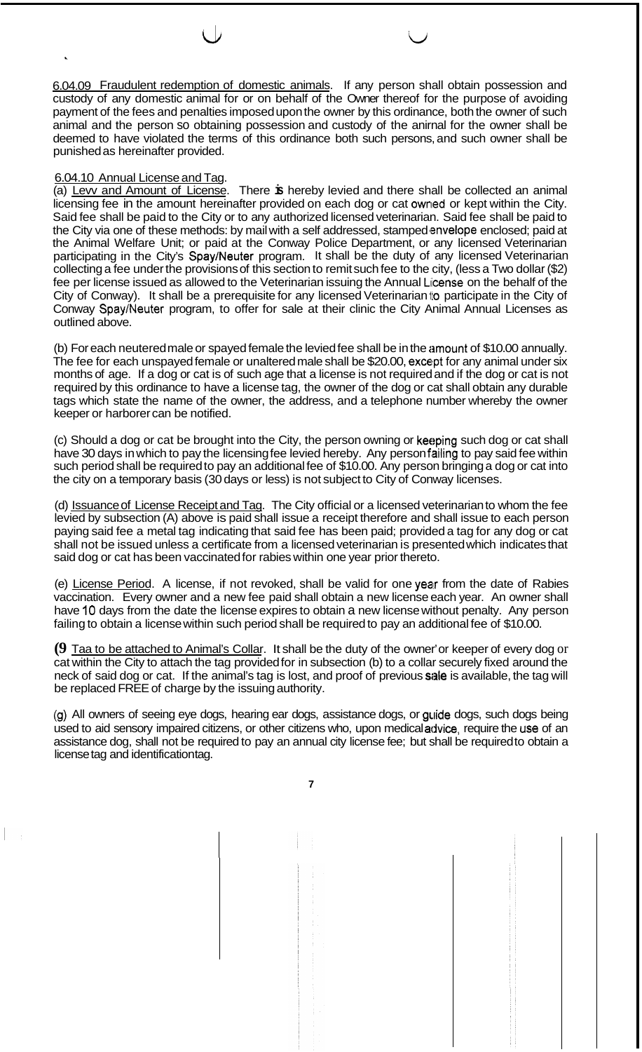<u>6.04.09 Fraudulent redemption of domestic animals</u>. If any person shall obtain possession and custody of any domestic animal for or on behalf of the Owner thereof for the purpose of avoiding payment of the fees and penalties imposed upon the owner by this ordinance, both the owner of such animal and the person so obtaining possession and custody of the anirnal for the owner shall be deemed to have violated the terms of this ordinance both such persons, and such owner shall be punished as hereinafter provided.

<u>6.04.10 Annual License and Tag</u>.

(a) <u>Levv and Amount of License</u>. There is hereby levied and there shall be collected an animal licensing fee in the amount hereinafter provided on each dog or cat owned or kept within the City. Said fee shall be paid to the City or to any authorized licensed veterinarian. Said fee shall be paid to the City via one of these methods: by mail with a self addressed, stamped envelope enclosed; paid at the Animal Welfare Unit; or paid at the Conway Police Department, or any licensed Veterinarian participating in the City's Spay/Neuter program. It shall be the duty of any licensed Veterinarian collecting a fee under the provisions of this section to remit such fee to the city, (less a Two dollar ($2) fee per license issued as allowed to the Veterinarian issuing the Annual License on the behalf of the City of Conway). It shall be a prerequisite for any licensed Veterinarian to participate in the City of Conway Spay/Neuter program, to offer for sale at their clinic the City Animal Annual Licenses as outlined above.

(b) For each neutered male or spayed female the levied fee shall be in the amount of $10.00 annually. The fee for each unspayed female or unaltered male shall be $20.00, except for any animal under six months of age. If a dog or cat is of such age that a license is not required and if the dog or cat is not required by this ordinance to have a license tag, the owner of the dog or cat shall obtain any durable tags which state the name of the owner, the address, and a telephone number whereby the owner keeper or harborer can be notified.

(c) Should a dog or cat be brought into the City, the person owning or keeping such dog or cat shall have 30 days in which to pay the licensing fee levied hereby. Any person failing to pay said fee within such period shall be required to pay an additional fee of $10.00. Any person bringing a dog or cat into the city on a temporary basis (30 days or less) is not subject to City of Conway licenses.

(d) <u>Issuance of License Receipt and Tag</u>. The City official or a licensed veterinarian to whom the fee levied by subsection (A) above is paid shall issue a receipt therefore and shall issue to each person paying said fee a metal tag indicating that said fee has been paid; provided a tag for any dog or cat shall not be issued unless a certificate from a licensed veterinarian is presented which indicates that said dog or cat has been vaccinated for rabies within one year prior thereto.

(e) <u>License Period</u>. A license, if not revoked, shall be valid for one year from the date of Rabies vaccination. Every owner and a new fee paid shall obtain a new license each year. An owner shall have 10 days from the date the license expires to obtain a new license without penalty. Any person failing to obtain a license within such period shall be required to pay an additional fee of $10.00.

(9 <u>Taa to be attached to Animal's Collar</u>. It shall be the duty of the owner or keeper of every dog or cat within the City to attach the tag provided for in subsection (b) to a collar securely fixed around the neck of said dog or cat. If the animal's tag is lost, and proof of previous sale is available, the tag will be replaced FREE of charge by the issuing authority.

(g) All owners of seeing eye dogs, hearing ear dogs, assistance dogs, or guide dogs, such dogs being used to aid sensory impaired citizens, or other citizens who, upon medical advice, require the use of an assistance dog, shall not be required to pay an annual city license fee; but shall be required to obtain a license tag and identification tag.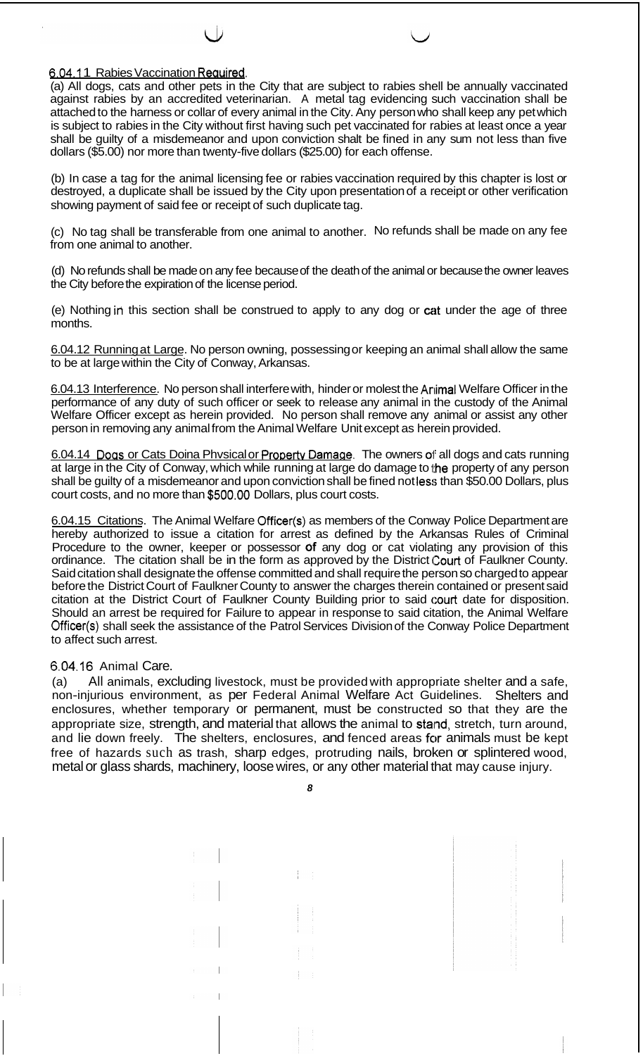6.04.11 Rabies Vaccination Required.

(a) All dogs, cats and other pets in the City that are subject to rabies shell be annually vaccinated against rabies by an accredited veterinarian. A metal tag evidencing such vaccination shall be attached to the harness or collar of every animal in the City. Any person who shall keep any pet which is subject to rabies in the City without first having such pet vaccinated for rabies at least once a year shall be guilty of a misdemeanor and upon conviction shalt be fined in any sum not less than five dollars ($5.00) nor more than twenty-five dollars ($25.00) for each offense.

(b) In case a tag for the animal licensing fee or rabies vaccination required by this chapter is lost or destroyed, a duplicate shall be issued by the City upon presentation of a receipt or other verification showing payment of said fee or receipt of such duplicate tag.

(c) No tag shall be transferable from one animal to another. No refunds shall be made on any fee from one animal to another.

(d) No refunds shall be made on any fee because of the death of the animal or because the owner leaves the City before the expiration of the license period.

(e) Nothing in this section shall be construed to apply to any dog or cat under the age of three months.

6.04.12 Running at Large. No person owning, possessing or keeping an animal shall allow the same to be at large within the City of Conway, Arkansas.

6.04.13 Interference. No person shall interfere with, hinder or molest the Animal Welfare Officer in the performance of any duty of such officer or seek to release any animal in the custody of the Animal Welfare Officer except as herein provided. No person shall remove any animal or assist any other person in removing any animal from the Animal Welfare Unit except as herein provided.

6.04.14 Dogs or Cats Doina Phvsical or Property Damage. The owners of all dogs and cats running at large in the City of Conway, which while running at large do damage to the property of any person shall be guilty of a misdemeanor and upon conviction shall be fined not less than $50.00 Dollars, plus court costs, and no more than $500.00 Dollars, plus court costs.

6.04.15 Citations. The Animal Welfare Officer(s) as members of the Conway Police Department are hereby authorized to issue a citation for arrest as defined by the Arkansas Rules of Criminal Procedure to the owner, keeper or possessor of any dog or cat violating any provision of this ordinance. The citation shall be in the form as approved by the District Court of Faulkner County. Said citation shall designate the offense committed and shall require the person so charged to appear before the District Court of Faulkner County to answer the charges therein contained or present said citation at the District Court of Faulkner County Building prior to said court date for disposition. Should an arrest be required for Failure to appear in response to said citation, the Animal Welfare Officer(s) shall seek the assistance of the Patrol Services Division of the Conway Police Department to affect such arrest.

6.04.16 Animal Care.

(a) All animals, excluding livestock, must be provided with appropriate shelter and a safe, non-injurious environment, as per Federal Animal Welfare Act Guidelines. Shelters and enclosures, whether temporary or permanent, must be constructed so that they are the appropriate size, strength, and material that allows the animal to stand, stretch, turn around, and lie down freely. The shelters, enclosures, and fenced areas for animals must be kept free of hazards such as trash, sharp edges, protruding nails, broken or splintered wood, metal or glass shards, machinery, loose wires, or any other material that may cause injury.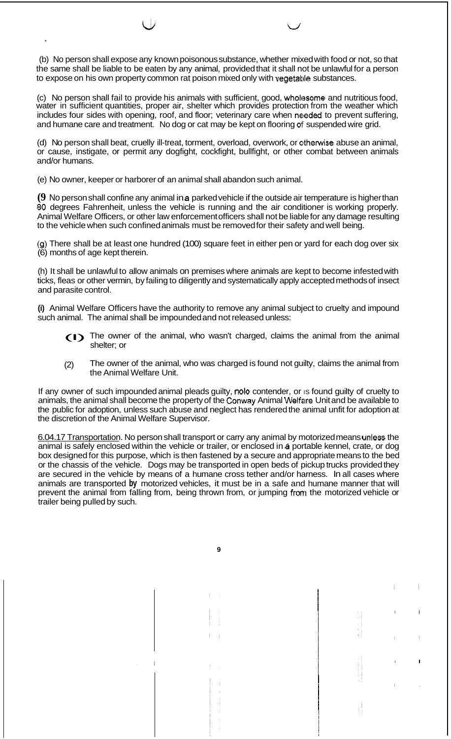(b) No person shall expose any known poisonous substance, whether mixed with food or not, so that the same shall be liable to be eaten by any animal, provided that it shall not be unlawful for a person to expose on his own property common rat poison mixed only with vegetable substances.

(c) No person shall fail to provide his animals with sufficient, good, wholesome and nutritious food, water in sufficient quantities, proper air, shelter which provides protection from the weather which includes four sides with opening, roof, and floor; veterinary care when needed to prevent suffering, and humane care and treatment. No dog or cat may be kept on flooring of suspended wire grid.

(d) No person shall beat, cruelly ill-treat, torment, overload, overwork, or otherwise abuse an animal, or cause, instigate, or permit any dogfight, cockfight, bullfight, or other combat between animals and/or humans.

(e) No owner, keeper or harborer of an animal shall abandon such animal.

(f) No person shall confine any animal in a parked vehicle if the outside air temperature is higher than 80 degrees Fahrenheit, unless the vehicle is running and the air conditioner is working properly. Animal Welfare Officers, or other law enforcement officers shall not be liable for any damage resulting to the vehicle when such confined animals must be removed for their safety and well being.

(g) There shall be at least one hundred (100) square feet in either pen or yard for each dog over six (6) months of age kept therein.

(h) It shall be unlawful to allow animals on premises where animals are kept to become infested with ticks, fleas or other vermin, by failing to diligently and systematically apply accepted methods of insect and parasite control.

**(i)** Animal Welfare Officers have the authority to remove any animal subject to cruelty and impound such animal. The animal shall be impounded and not released unless:

(1) The owner of the animal, who wasn't charged, claims the animal from the animal shelter; or

(2) The owner of the animal, who was charged is found not guilty, claims the animal from the Animal Welfare Unit.

If any owner of such impounded animal pleads guilty, nolo contender, or is found guilty of cruelty to animals, the animal shall become the property of the Conway Animal Welfare Unit and be available to the public for adoption, unless such abuse and neglect has rendered the animal unfit for adoption at the discretion of the Animal Welfare Supervisor.

<u>6.04.17 Transportation</u>. No person shall transport or carry any animal by motorized means unless the animal is safely enclosed within the vehicle or trailer, or enclosed in a portable kennel, crate, or dog box designed for this purpose, which is then fastened by a secure and appropriate means to the bed or the chassis of the vehicle. Dogs may be transported in open beds of pickup trucks provided they are secured in the vehicle by means of a humane cross tether and/or harness. In all cases where animals are transported by motorized vehicles, it must be in a safe and humane manner that will prevent the animal from falling from, being thrown from, or jumping from the motorized vehicle or trailer being pulled by such.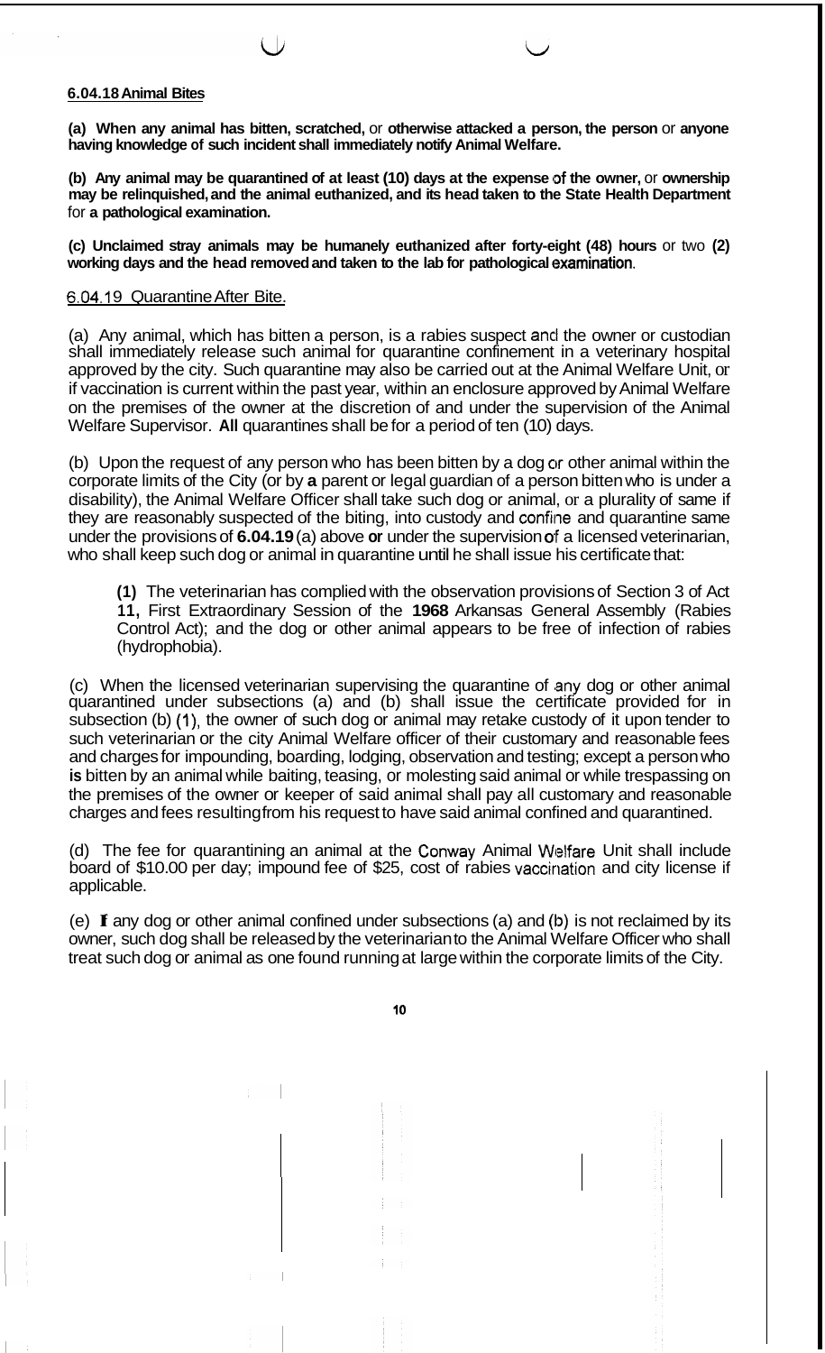### 6.04.18 Animal Bites

**(a) When any animal has bitten, scratched,** or **otherwise attacked a person, the person** or **anyone having knowledge of such incident shall immediately notify Animal Welfare.**

**(b) Any animal may be quarantined of at least (10) days at the expense of the owner,** or **ownership may be relinquished, and the animal euthanized, and its head taken to the State Health Department** for **a pathological examination.**

**(c) Unclaimed stray animals may be humanely euthanized after forty-eight (48) hours** or two **(2) working days and the head removed and taken to the lab for pathological examination**.

### 6.04.19 Quarantine After Bite.

(a) Any animal, which has bitten a person, is a rabies suspect and the owner or custodian shall immediately release such animal for quarantine confinement in a veterinary hospital approved by the city. Such quarantine may also be carried out at the Animal Welfare Unit, or if vaccination is current within the past year, within an enclosure approved by Animal Welfare on the premises of the owner at the discretion of and under the supervision of the Animal Welfare Supervisor. **All** quarantines shall be for a period of ten (10) days.

(b) Upon the request of any person who has been bitten by a dog or other animal within the corporate limits of the City (or by **a** parent or legal guardian of a person bitten who is under a disability), the Animal Welfare Officer shall take such dog or animal, or a plurality of same if they are reasonably suspected of the biting, into custody and confine and quarantine same under the provisions of **6.04.19** (a) above **or** under the supervision of a licensed veterinarian, who shall keep such dog or animal in quarantine until he shall issue his certificate that:

> **(1)** The veterinarian has complied with the observation provisions of Section 3 of Act **11,** First Extraordinary Session of the **1968** Arkansas General Assembly (Rabies Control Act); and the dog or other animal appears to be free of infection of rabies (hydrophobia).

(c) When the licensed veterinarian supervising the quarantine of any dog or other animal quarantined under subsections (a) and (b) shall issue the certificate provided for in subsection (b) (1), the owner of such dog or animal may retake custody of it upon tender to such veterinarian or the city Animal Welfare officer of their customary and reasonable fees and charges for impounding, boarding, lodging, observation and testing; except a person who **is** bitten by an animal while baiting, teasing, or molesting said animal or while trespassing on the premises of the owner or keeper of said animal shall pay all customary and reasonable charges and fees resulting from his request to have said animal confined and quarantined.

(d) The fee for quarantining an animal at the Conway Animal Welfare Unit shall include board of $10.00 per day; impound fee of $25, cost of rabies vaccination and city license if applicable.

(e) **If** any dog or other animal confined under subsections (a) and (b) is not reclaimed by its owner, such dog shall be released by the veterinarian to the Animal Welfare Officer who shall treat such dog or animal as one found running at large within the corporate limits of the City.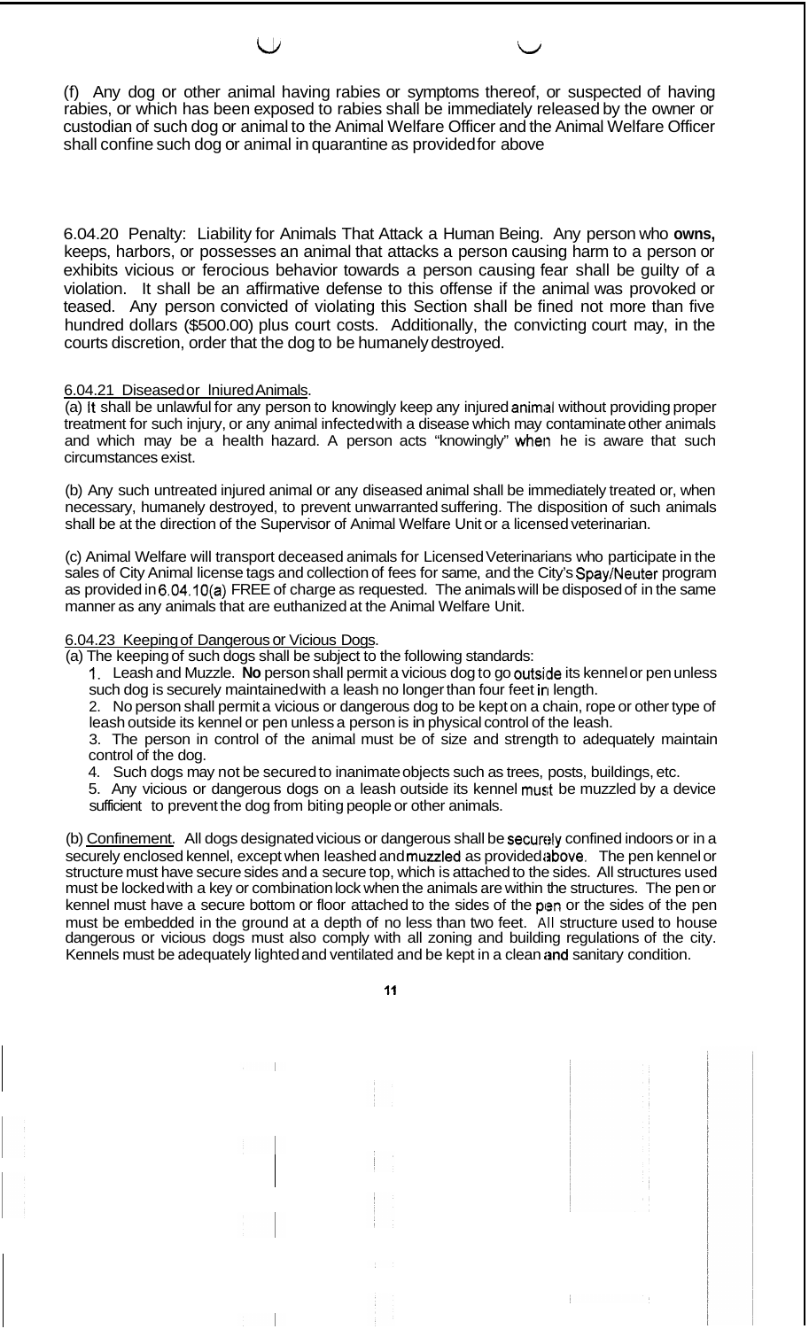(f) Any dog or other animal having rabies or symptoms thereof, or suspected of having rabies, or which has been exposed to rabies shall be immediately released by the owner or custodian of such dog or animal to the Animal Welfare Officer and the Animal Welfare Officer shall confine such dog or animal in quarantine as provided for above

6.04.20 Penalty: Liability for Animals That Attack a Human Being. Any person who **owns,** keeps, harbors, or possesses an animal that attacks a person causing harm to a person or exhibits vicious or ferocious behavior towards a person causing fear shall be guilty of a violation. It shall be an affirmative defense to this offense if the animal was provoked or teased. Any person convicted of violating this Section shall be fined not more than five hundred dollars ($500.00) plus court costs. Additionally, the convicting court may, in the courts discretion, order that the dog to be humanely destroyed.

6.04.21 Diseased or Iniured Animals.

(a) It shall be unlawful for any person to knowingly keep any injured animal without providing proper treatment for such injury, or any animal infected with a disease which may contaminate other animals and which may be a health hazard. A person acts "knowingly" when he is aware that such circumstances exist.

(b) Any such untreated injured animal or any diseased animal shall be immediately treated or, when necessary, humanely destroyed, to prevent unwarranted suffering. The disposition of such animals shall be at the direction of the Supervisor of Animal Welfare Unit or a licensed veterinarian.

(c) Animal Welfare will transport deceased animals for Licensed Veterinarians who participate in the sales of City Animal license tags and collection of fees for same, and the City's Spay/Neuter program as provided in 6.04.10(a) FREE of charge as requested. The animals will be disposed of in the same manner as any animals that are euthanized at the Animal Welfare Unit.

6.04.23 Keeping of Dangerous or Vicious Dogs.

(a) The keeping of such dogs shall be subject to the following standards:

1. Leash and Muzzle. **No** person shall permit a vicious dog to go outside its kennel or pen unless such dog is securely maintained with a leash no longer than four feet in length.
2. No person shall permit a vicious or dangerous dog to be kept on a chain, rope or other type of leash outside its kennel or pen unless a person is in physical control of the leash.
3. The person in control of the animal must be of size and strength to adequately maintain control of the dog.
4. Such dogs may not be secured to inanimate objects such as trees, posts, buildings, etc.
5. Any vicious or dangerous dogs on a leash outside its kennel must be muzzled by a device sufficient to prevent the dog from biting people or other animals.

(b) Confinement. All dogs designated vicious or dangerous shall be securely confined indoors or in a securely enclosed kennel, except when leashed and muzzled as provided above. The pen kennel or structure must have secure sides and a secure top, which is attached to the sides. All structures used must be locked with a key or combination lock when the animals are within the structures. The pen or kennel must have a secure bottom or floor attached to the sides of the pen or the sides of the pen must be embedded in the ground at a depth of no less than two feet. All structure used to house dangerous or vicious dogs must also comply with all zoning and building regulations of the city. Kennels must be adequately lighted and ventilated and be kept in a clean and sanitary condition.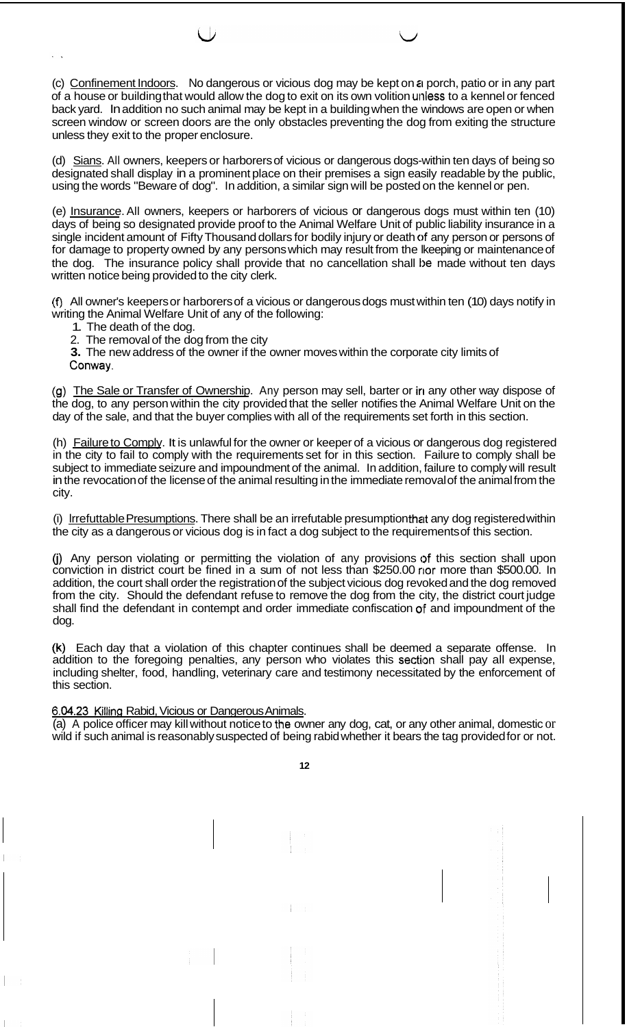(c) Confinement Indoors. No dangerous or vicious dog may be kept on a porch, patio or in any part of a house or building that would allow the dog to exit on its own volition unless to a kennel or fenced back yard. In addition no such animal may be kept in a building when the windows are open or when screen window or screen doors are the only obstacles preventing the dog from exiting the structure unless they exit to the proper enclosure.

(d) Sians. All owners, keepers or harborers of vicious or dangerous dogs-within ten days of being so designated shall display in a prominent place on their premises a sign easily readable by the public, using the words "Beware of dog". In addition, a similar sign will be posted on the kennel or pen.

(e) Insurance. All owners, keepers or harborers of vicious or dangerous dogs must within ten (10) days of being so designated provide proof to the Animal Welfare Unit of public liability insurance in a single incident amount of Fifty Thousand dollars for bodily injury or death of any person or persons of for damage to property owned by any persons which may result from the keeping or maintenance of the dog. The insurance policy shall provide that no cancellation shall be made without ten days written notice being provided to the city clerk.

(f) All owner's keepers or harborers of a vicious or dangerous dogs must within ten (10) days notify in writing the Animal Welfare Unit of any of the following:

1. The death of the dog.
2. The removal of the dog from the city
3. The new address of the owner if the owner moves within the corporate city limits of Conway.

(g) The Sale or Transfer of Ownership. Any person may sell, barter or in any other way dispose of the dog, to any person within the city provided that the seller notifies the Animal Welfare Unit on the day of the sale, and that the buyer complies with all of the requirements set forth in this section.

(h) Failure to Comply. It is unlawful for the owner or keeper of a vicious or dangerous dog registered in the city to fail to comply with the requirements set for in this section. Failure to comply shall be subject to immediate seizure and impoundment of the animal. In addition, failure to comply will result in the revocation of the license of the animal resulting in the immediate removal of the animal from the city.

(i) Irrefuttable Presumptions. There shall be an irrefutable presumption that any dog registered within the city as a dangerous or vicious dog is in fact a dog subject to the requirements of this section.

(j) Any person violating or permitting the violation of any provisions of this section shall upon conviction in district court be fined in a sum of not less than $250.00 nor more than $500.00. In addition, the court shall order the registration of the subject vicious dog revoked and the dog removed from the city. Should the defendant refuse to remove the dog from the city, the district court judge shall find the defendant in contempt and order immediate confiscation of and impoundment of the dog.

(k) Each day that a violation of this chapter continues shall be deemed a separate offense. In addition to the foregoing penalties, any person who violates this section shall pay all expense, including shelter, food, handling, veterinary care and testimony necessitated by the enforcement of this section.

6.04.23 Killing Rabid, Vicious or Dangerous Animals.

(a) A police officer may kill without notice to the owner any dog, cat, or any other animal, domestic or wild if such animal is reasonably suspected of being rabid whether it bears the tag provided for or not.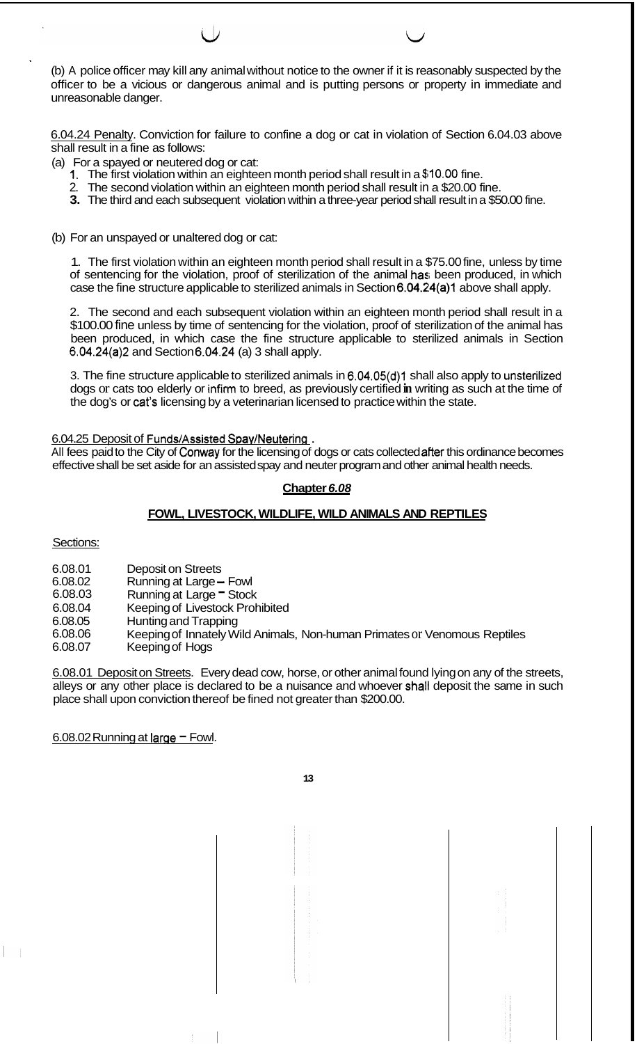(b) A police officer may kill any animal without notice to the owner if it is reasonably suspected by the officer to be a vicious or dangerous animal and is putting persons or property in immediate and unreasonable danger.

6.04.24 Penalty. Conviction for failure to confine a dog or cat in violation of Section 6.04.03 above shall result in a fine as follows:

(a) For a spayed or neutered dog or cat:
1. The first violation within an eighteen month period shall result in a $10.00 fine.
2. The second violation within an eighteen month period shall result in a $20.00 fine.
3. The third and each subsequent violation within a three-year period shall result in a $50.00 fine.

(b) For an unspayed or unaltered dog or cat:

1. The first violation within an eighteen month period shall result in a $75.00 fine, unless by time of sentencing for the violation, proof of sterilization of the animal has been produced, in which case the fine structure applicable to sterilized animals in Section 6.04.24(a)1 above shall apply.

2. The second and each subsequent violation within an eighteen month period shall result in a $100.00 fine unless by time of sentencing for the violation, proof of sterilization of the animal has been produced, in which case the fine structure applicable to sterilized animals in Section 6.04.24(a)2 and Section 6.04.24 (a) 3 shall apply.

3. The fine structure applicable to sterilized animals in 6.04.05(d)1 shall also apply to unsterilized dogs or cats too elderly or infirm to breed, as previously certified in writing as such at the time of the dog's or cat's licensing by a veterinarian licensed to practice within the state.

6.04.25 Deposit of Funds/Assisted Spay/Neutering.
All fees paid to the City of Conway for the licensing of dogs or cats collected after this ordinance becomes effective shall be set aside for an assisted spay and neuter program and other animal health needs.

## Chapter 6.08

## FOWL, LIVESTOCK, WILDLIFE, WILD ANIMALS AND REPTILES

Sections:

6.08.01 Deposit on Streets
6.08.02 Running at Large – Fowl
6.08.03 Running at Large – Stock
6.08.04 Keeping of Livestock Prohibited
6.08.05 Hunting and Trapping
6.08.06 Keeping of Innately Wild Animals, Non-human Primates or Venomous Reptiles
6.08.07 Keeping of Hogs

6.08.01 Deposit on Streets. Every dead cow, horse, or other animal found lying on any of the streets, alleys or any other place is declared to be a nuisance and whoever shall deposit the same in such place shall upon conviction thereof be fined not greater than $200.00.

6.08.02 Running at large – Fowl.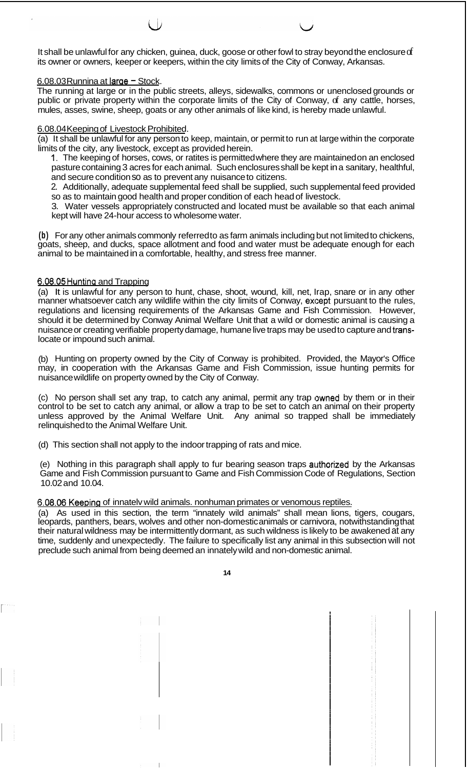It shall be unlawful for any chicken, guinea, duck, goose or other fowl to stray beyond the enclosure of its owner or owners, keeper or keepers, within the city limits of the City of Conway, Arkansas.

6.08.03 Runnina at large – Stock.

The running at large or in the public streets, alleys, sidewalks, commons or unenclosed grounds or public or private property within the corporate limits of the City of Conway, of any cattle, horses, mules, asses, swine, sheep, goats or any other animals of like kind, is hereby made unlawful.

6.08.04 Keeping of Livestock Prohibited.

(a) It shall be unlawful for any person to keep, maintain, or permit to run at large within the corporate limits of the city, any livestock, except as provided herein.

1. The keeping of horses, cows, or ratites is permitted where they are maintained on an enclosed pasture containing 3 acres for each animal. Such enclosures shall be kept in a sanitary, healthful, and secure condition so as to prevent any nuisance to citizens.
2. Additionally, adequate supplemental feed shall be supplied, such supplemental feed provided so as to maintain good health and proper condition of each head of livestock.
3. Water vessels appropriately constructed and located must be available so that each animal kept will have 24-hour access to wholesome water.

(b) For any other animals commonly referred to as farm animals including but not limited to chickens, goats, sheep, and ducks, space allotment and food and water must be adequate enough for each animal to be maintained in a comfortable, healthy, and stress free manner.

6.08.05 Hunting and Trapping

(a) It is unlawful for any person to hunt, chase, shoot, wound, kill, net, Irap, snare or in any other manner whatsoever catch any wildlife within the city limits of Conway, except pursuant to the rules, regulations and licensing requirements of the Arkansas Game and Fish Commission. However, should it be determined by Conway Animal Welfare Unit that a wild or domestic animal is causing a nuisance or creating verifiable property damage, humane live traps may be used to capture and trans-locate or impound such animal.

(b) Hunting on property owned by the City of Conway is prohibited. Provided, the Mayor's Office may, in cooperation with the Arkansas Game and Fish Commission, issue hunting permits for nuisance wildlife on property owned by the City of Conway.

(c) No person shall set any trap, to catch any animal, permit any trap owned by them or in their control to be set to catch any animal, or allow a trap to be set to catch an animal on their property unless approved by the Animal Welfare Unit. Any animal so trapped shall be immediately relinquished to the Animal Welfare Unit.

(d) This section shall not apply to the indoor trapping of rats and mice.

(e) Nothing in this paragraph shall apply to fur bearing season traps authorized by the Arkansas Game and Fish Commission pursuant to Game and Fish Commission Code of Regulations, Section 10.02 and 10.04.

6.08.06 Keeping of innatelv wild animals. nonhuman primates or venomous reptiles.

(a) As used in this section, the term "innately wild animals" shall mean lions, tigers, cougars, leopards, panthers, bears, wolves and other non-domestic animals or carnivora, notwithstanding that their natural wildness may be intermittently dormant, as such wildness is likely to be awakened at any time, suddenly and unexpectedly. The failure to specifically list any animal in this subsection will not preclude such animal from being deemed an innately wild and non-domestic animal.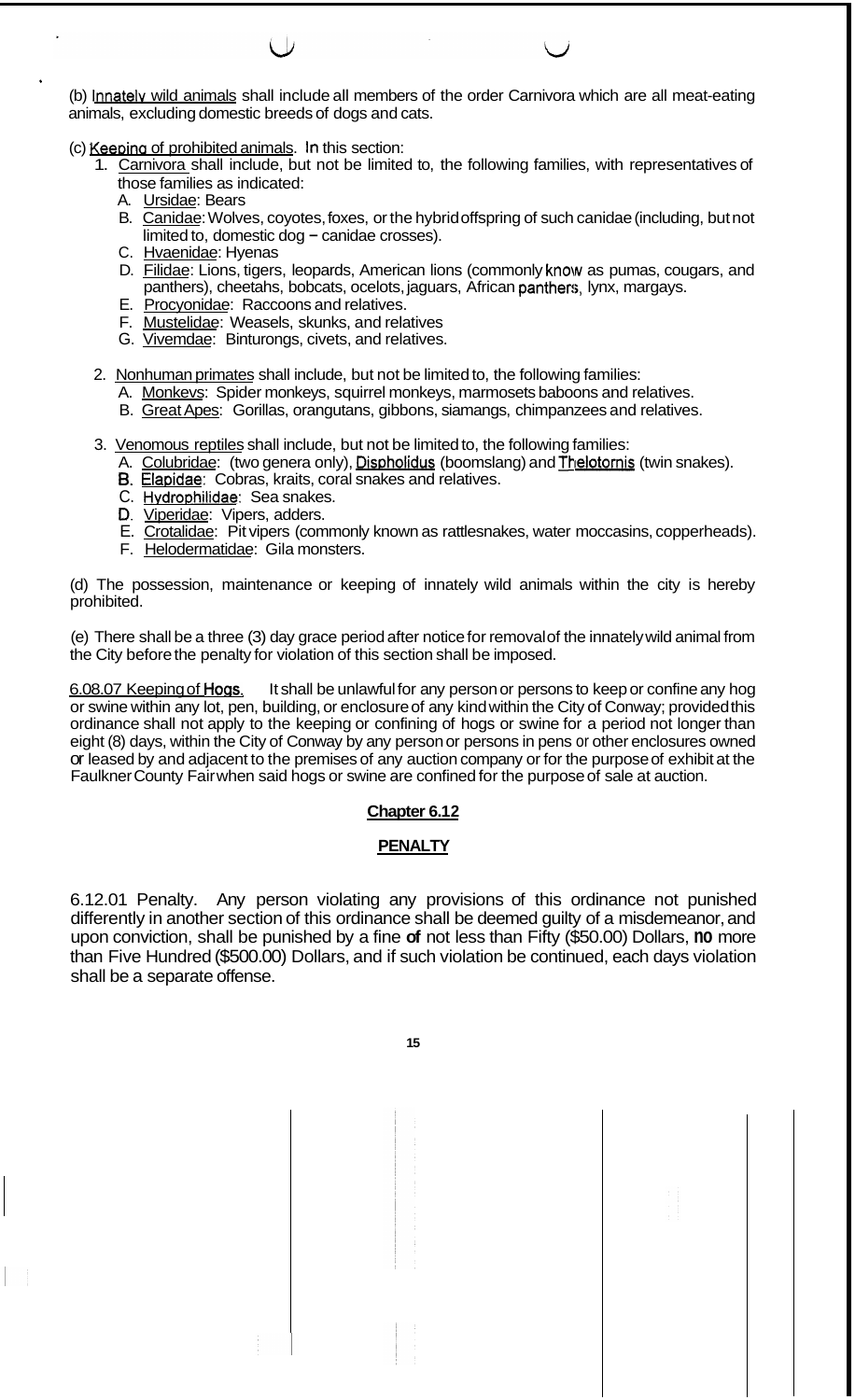(b) Innately wild animals shall include all members of the order Carnivora which are all meat-eating animals, excluding domestic breeds of dogs and cats.

(c) Keeping of prohibited animals. In this section:

1. Carnivora shall include, but not be limited to, the following families, with representatives of those families as indicated:
   - A. Ursidae: Bears
   - B. Canidae: Wolves, coyotes, foxes, or the hybrid offspring of such canidae (including, but not limited to, domestic dog – canidae crosses).
   - C. Hvaenidae: Hyenas
   - D. Filidae: Lions, tigers, leopards, American lions (commonly know as pumas, cougars, and panthers), cheetahs, bobcats, ocelots, jaguars, African panthers, lynx, margays.
   - E. Procyonidae: Raccoons and relatives.
   - F. Mustelidae: Weasels, skunks, and relatives
   - G. Vivemdae: Binturongs, civets, and relatives.

2. Nonhuman primates shall include, but not be limited to, the following families:
   - A. Monkevs: Spider monkeys, squirrel monkeys, marmosets baboons and relatives.
   - B. Great Apes: Gorillas, orangutans, gibbons, siamangs, chimpanzees and relatives.

3. Venomous reptiles shall include, but not be limited to, the following families:
   - A. Colubridae: (two genera only), Dispholidus (boomslang) and Thelotornis (twin snakes).
   - B. Elapidae: Cobras, kraits, coral snakes and relatives.
   - C. Hydrophilidae: Sea snakes.
   - D. Viperidae: Vipers, adders.
   - E. Crotalidae: Pit vipers (commonly known as rattlesnakes, water moccasins, copperheads).
   - F. Helodermatidae: Gila monsters.

(d) The possession, maintenance or keeping of innately wild animals within the city is hereby prohibited.

(e) There shall be a three (3) day grace period after notice for removal of the innately wild animal from the City before the penalty for violation of this section shall be imposed.

6.08.07 Keeping of Hogs. It shall be unlawful for any person or persons to keep or confine any hog or swine within any lot, pen, building, or enclosure of any kind within the City of Conway; provided this ordinance shall not apply to the keeping or confining of hogs or swine for a period not longer than eight (8) days, within the City of Conway by any person or persons in pens or other enclosures owned or leased by and adjacent to the premises of any auction company or for the purpose of exhibit at the Faulkner County Fair when said hogs or swine are confined for the purpose of sale at auction.

## Chapter 6.12

## PENALTY

6.12.01 Penalty. Any person violating any provisions of this ordinance not punished differently in another section of this ordinance shall be deemed guilty of a misdemeanor, and upon conviction, shall be punished by a fine of not less than Fifty ($50.00) Dollars, no more than Five Hundred ($500.00) Dollars, and if such violation be continued, each days violation shall be a separate offense.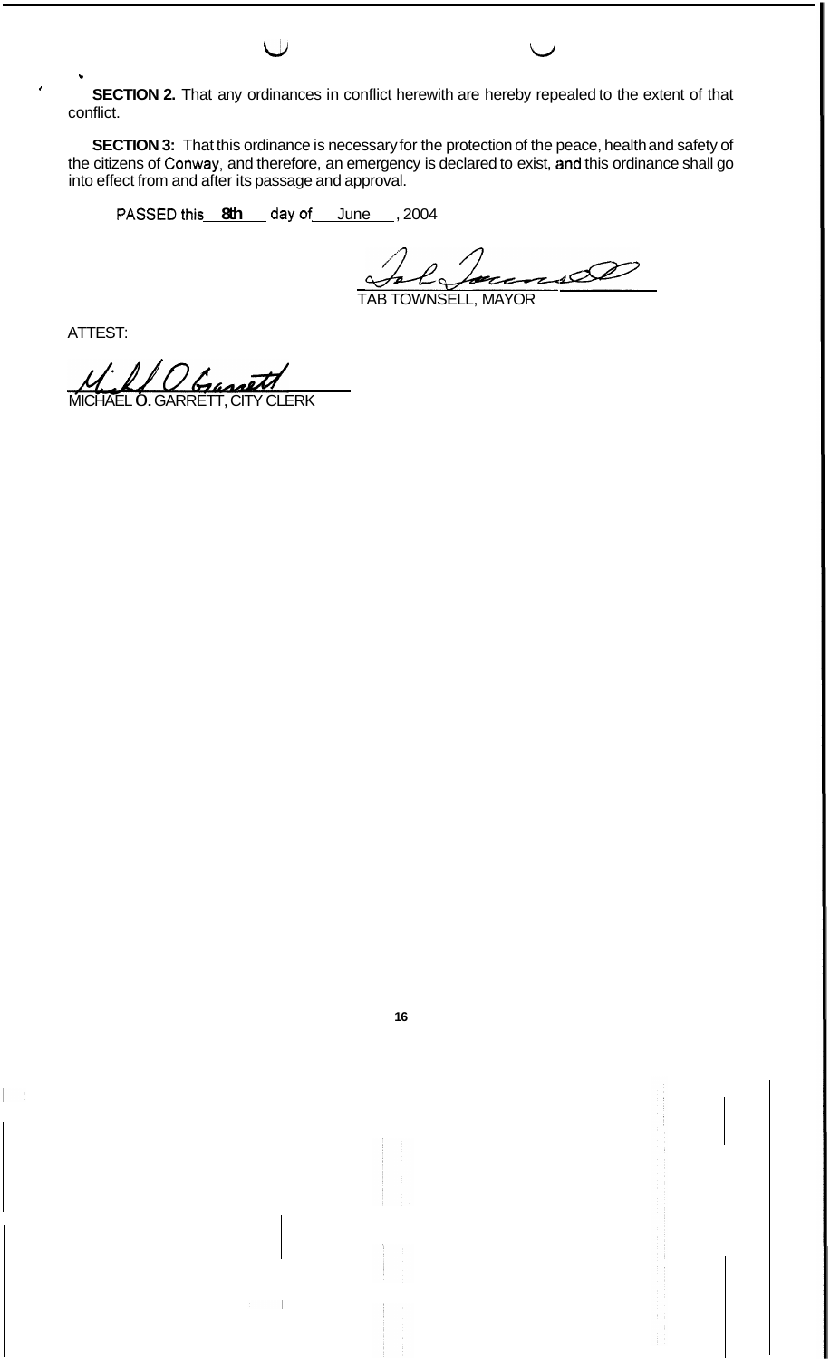**SECTION 2.** That any ordinances in conflict herewith are hereby repealed to the extent of that conflict.

**SECTION 3:** That this ordinance is necessary for the protection of the peace, health and safety of the citizens of Conway, and therefore, an emergency is declared to exist, and this ordinance shall go into effect from and after its passage and approval.

PASSED this **8th** day of June , 2004

TAB TOWNSELL, MAYOR

ATTEST:

MICHAEL O. GARRETT, CITY CLERK